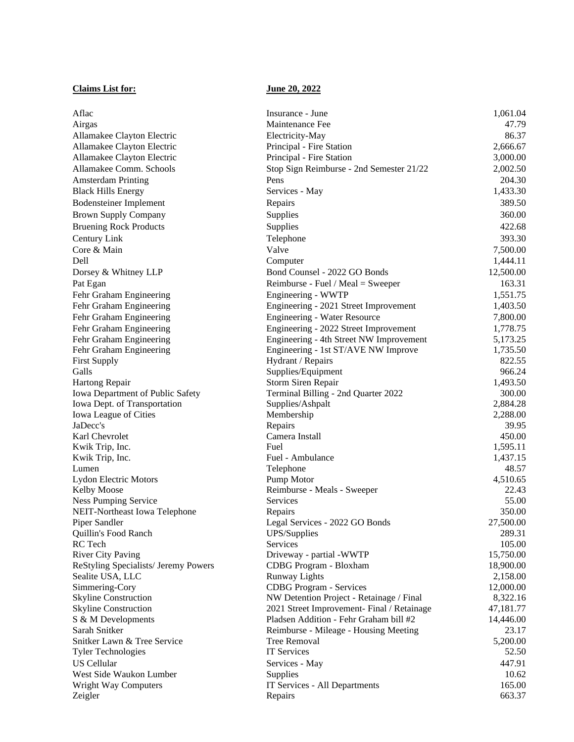**Claims List for:** **June 20, 2022**

| | | |
|---|---|---|
| Aflac | Insurance - June | 1,061.04 |
| Airgas | Maintenance Fee | 47.79 |
| Allamakee Clayton Electric | Electricity-May | 86.37 |
| Allamakee Clayton Electric | Principal - Fire Station | 2,666.67 |
| Allamakee Clayton Electric | Principal - Fire Station | 3,000.00 |
| Allamakee Comm. Schools | Stop Sign Reimburse - 2nd Semester 21/22 | 2,002.50 |
| Amsterdam Printing | Pens | 204.30 |
| Black Hills Energy | Services - May | 1,433.30 |
| Bodensteiner Implement | Repairs | 389.50 |
| Brown Supply Company | Supplies | 360.00 |
| Bruening Rock Products | Supplies | 422.68 |
| Century Link | Telephone | 393.30 |
| Core & Main | Valve | 7,500.00 |
| Dell | Computer | 1,444.11 |
| Dorsey & Whitney LLP | Bond Counsel - 2022 GO Bonds | 12,500.00 |
| Pat Egan | Reimburse - Fuel / Meal = Sweeper | 163.31 |
| Fehr Graham Engineering | Engineering - WWTP | 1,551.75 |
| Fehr Graham Engineering | Engineering - 2021 Street Improvement | 1,403.50 |
| Fehr Graham Engineering | Engineering - Water Resource | 7,800.00 |
| Fehr Graham Engineering | Engineering - 2022 Street Improvement | 1,778.75 |
| Fehr Graham Engineering | Engineering - 4th Street NW Improvement | 5,173.25 |
| Fehr Graham Engineering | Engineering - 1st ST/AVE NW Improve | 1,735.50 |
| First Supply | Hydrant / Repairs | 822.55 |
| Galls | Supplies/Equipment | 966.24 |
| Hartong Repair | Storm Siren Repair | 1,493.50 |
| Iowa Department of Public Safety | Terminal Billing - 2nd Quarter 2022 | 300.00 |
| Iowa Dept. of Transportation | Supplies/Ashpalt | 2,884.28 |
| Iowa League of Cities | Membership | 2,288.00 |
| JaDecc's | Repairs | 39.95 |
| Karl Chevrolet | Camera Install | 450.00 |
| Kwik Trip, Inc. | Fuel | 1,595.11 |
| Kwik Trip, Inc. | Fuel - Ambulance | 1,437.15 |
| Lumen | Telephone | 48.57 |
| Lydon Electric Motors | Pump Motor | 4,510.65 |
| Kelby Moose | Reimburse - Meals - Sweeper | 22.43 |
| Ness Pumping Service | Services | 55.00 |
| NEIT-Northeast Iowa Telephone | Repairs | 350.00 |
| Piper Sandler | Legal Services - 2022 GO Bonds | 27,500.00 |
| Quillin's Food Ranch | UPS/Supplies | 289.31 |
| RC Tech | Services | 105.00 |
| River City Paving | Driveway - partial -WWTP | 15,750.00 |
| ReStyling Specialists/ Jeremy Powers | CDBG Program - Bloxham | 18,900.00 |
| Sealite USA, LLC | Runway Lights | 2,158.00 |
| Simmering-Cory | CDBG Program - Services | 12,000.00 |
| Skyline Construction | NW Detention Project - Retainage / Final | 8,322.16 |
| Skyline Construction | 2021 Street Improvement- Final / Retainage | 47,181.77 |
| S & M Developments | Pladsen Addition - Fehr Graham bill #2 | 14,446.00 |
| Sarah Snitker | Reimburse - Mileage - Housing Meeting | 23.17 |
| Snitker Lawn & Tree Service | Tree Removal | 5,200.00 |
| Tyler Technologies | IT Services | 52.50 |
| US Cellular | Services - May | 447.91 |
| West Side Waukon Lumber | Supplies | 10.62 |
| Wright Way Computers | IT Services - All Departments | 165.00 |
| Zeigler | Repairs | 663.37 |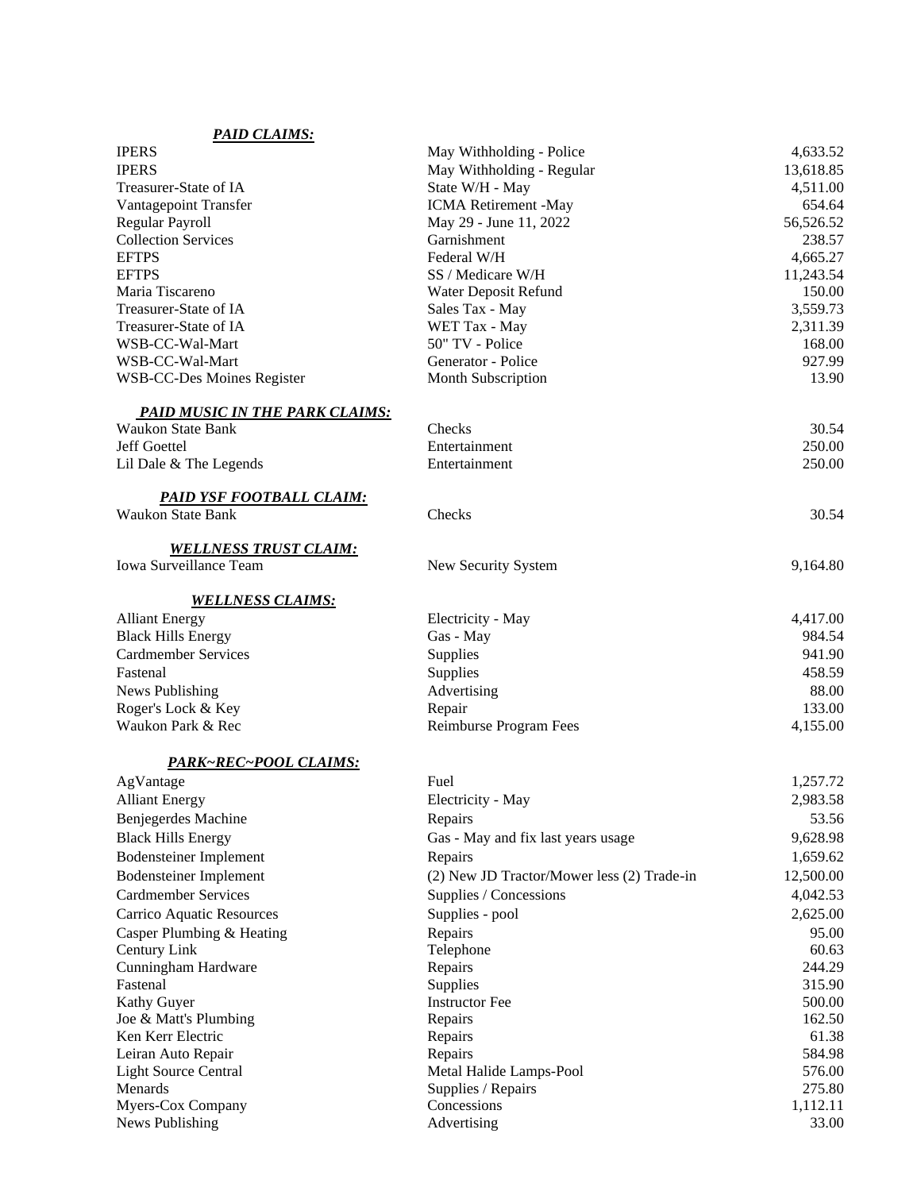***PAID CLAIMS:***

| | | |
|---|---|---|
| IPERS | May Withholding - Police | 4,633.52 |
| IPERS | May Withholding - Regular | 13,618.85 |
| Treasurer-State of IA | State W/H - May | 4,511.00 |
| Vantagepoint Transfer | ICMA Retirement -May | 654.64 |
| Regular Payroll | May 29 - June 11, 2022 | 56,526.52 |
| Collection Services | Garnishment | 238.57 |
| EFTPS | Federal W/H | 4,665.27 |
| EFTPS | SS / Medicare W/H | 11,243.54 |
| Maria Tiscareno | Water Deposit Refund | 150.00 |
| Treasurer-State of IA | Sales Tax - May | 3,559.73 |
| Treasurer-State of IA | WET Tax - May | 2,311.39 |
| WSB-CC-Wal-Mart | 50" TV - Police | 168.00 |
| WSB-CC-Wal-Mart | Generator - Police | 927.99 |
| WSB-CC-Des Moines Register | Month Subscription | 13.90 |

***PAID MUSIC IN THE PARK CLAIMS:***

| | | |
|---|---|---|
| Waukon State Bank | Checks | 30.54 |
| Jeff Goettel | Entertainment | 250.00 |
| Lil Dale & The Legends | Entertainment | 250.00 |

***PAID YSF FOOTBALL CLAIM:***

| | | |
|---|---|---|
| Waukon State Bank | Checks | 30.54 |

***WELLNESS TRUST CLAIM:***

| | | |
|---|---|---|
| Iowa Surveillance Team | New Security System | 9,164.80 |

***WELLNESS CLAIMS:***

| | | |
|---|---|---|
| Alliant Energy | Electricity - May | 4,417.00 |
| Black Hills Energy | Gas - May | 984.54 |
| Cardmember Services | Supplies | 941.90 |
| Fastenal | Supplies | 458.59 |
| News Publishing | Advertising | 88.00 |
| Roger's Lock & Key | Repair | 133.00 |
| Waukon Park & Rec | Reimburse Program Fees | 4,155.00 |

***PARK~REC~POOL CLAIMS:***

| | | |
|---|---|---|
| AgVantage | Fuel | 1,257.72 |
| Alliant Energy | Electricity - May | 2,983.58 |
| Benjegerdes Machine | Repairs | 53.56 |
| Black Hills Energy | Gas - May and fix last years usage | 9,628.98 |
| Bodensteiner Implement | Repairs | 1,659.62 |
| Bodensteiner Implement | (2) New JD Tractor/Mower less (2) Trade-in | 12,500.00 |
| Cardmember Services | Supplies / Concessions | 4,042.53 |
| Carrico Aquatic Resources | Supplies - pool | 2,625.00 |
| Casper Plumbing & Heating | Repairs | 95.00 |
| Century Link | Telephone | 60.63 |
| Cunningham Hardware | Repairs | 244.29 |
| Fastenal | Supplies | 315.90 |
| Kathy Guyer | Instructor Fee | 500.00 |
| Joe & Matt's Plumbing | Repairs | 162.50 |
| Ken Kerr Electric | Repairs | 61.38 |
| Leiran Auto Repair | Repairs | 584.98 |
| Light Source Central | Metal Halide Lamps-Pool | 576.00 |
| Menards | Supplies / Repairs | 275.80 |
| Myers-Cox Company | Concessions | 1,112.11 |
| News Publishing | Advertising | 33.00 |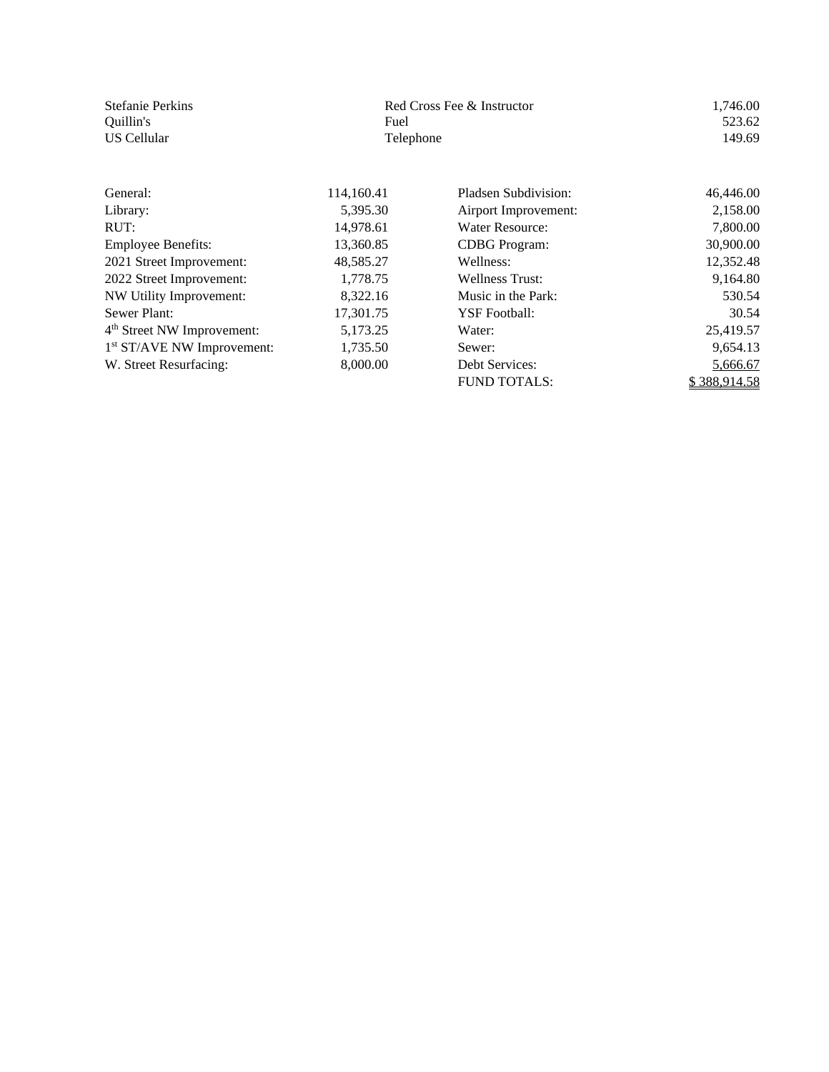| | | |
|---|---|---|
| Stefanie Perkins | Red Cross Fee & Instructor | 1,746.00 |
| Quillin's | Fuel | 523.62 |
| US Cellular | Telephone | 149.69 |

| | | | |
|---|---|---|---|
| General: | 114,160.41 | Pladsen Subdivision: | 46,446.00 |
| Library: | 5,395.30 | Airport Improvement: | 2,158.00 |
| RUT: | 14,978.61 | Water Resource: | 7,800.00 |
| Employee Benefits: | 13,360.85 | CDBG Program: | 30,900.00 |
| 2021 Street Improvement: | 48,585.27 | Wellness: | 12,352.48 |
| 2022 Street Improvement: | 1,778.75 | Wellness Trust: | 9,164.80 |
| NW Utility Improvement: | 8,322.16 | Music in the Park: | 530.54 |
| Sewer Plant: | 17,301.75 | YSF Football: | 30.54 |
| 4th Street NW Improvement: | 5,173.25 | Water: | 25,419.57 |
| 1st ST/AVE NW Improvement: | 1,735.50 | Sewer: | 9,654.13 |
| W. Street Resurfacing: | 8,000.00 | Debt Services: | 5,666.67 |
| | | FUND TOTALS: | $ 388,914.58 |